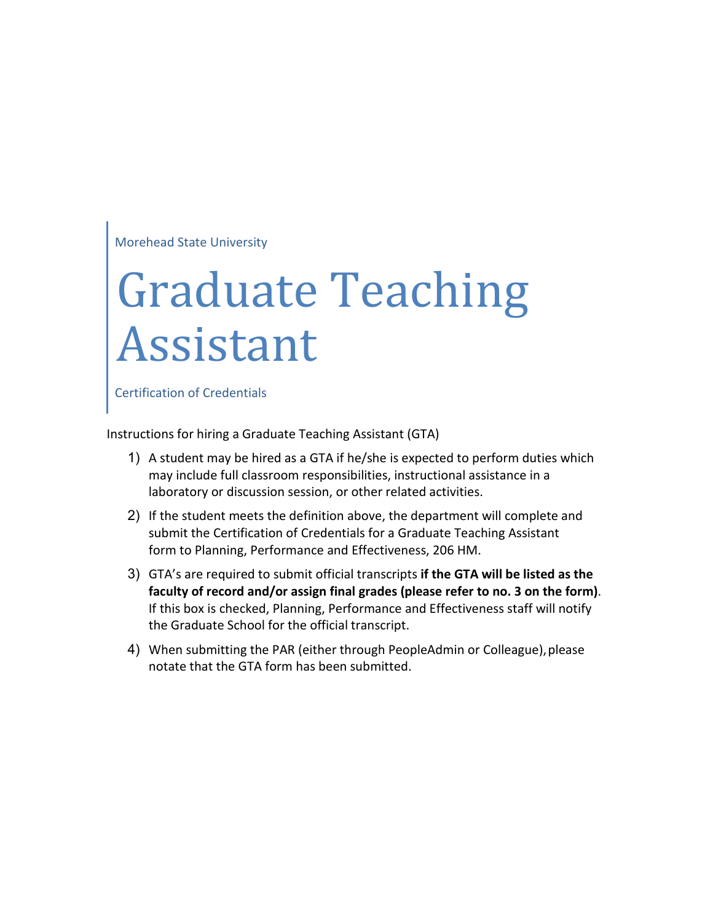Morehead State University

# Graduate Teaching Assistant

Certification of Credentials

Instructions for hiring a Graduate Teaching Assistant (GTA)

1) A student may be hired as a GTA if he/she is expected to perform duties which may include full classroom responsibilities, instructional assistance in a laboratory or discussion session, or other related activities.
2) If the student meets the definition above, the department will complete and submit the Certification of Credentials for a Graduate Teaching Assistant form to Planning, Performance and Effectiveness, 206 HM.
3) GTA's are required to submit official transcripts **if the GTA will be listed as the faculty of record and/or assign final grades (please refer to no. 3 on the form)**. If this box is checked, Planning, Performance and Effectiveness staff will notify the Graduate School for the official transcript.
4) When submitting the PAR (either through PeopleAdmin or Colleague), please notate that the GTA form has been submitted.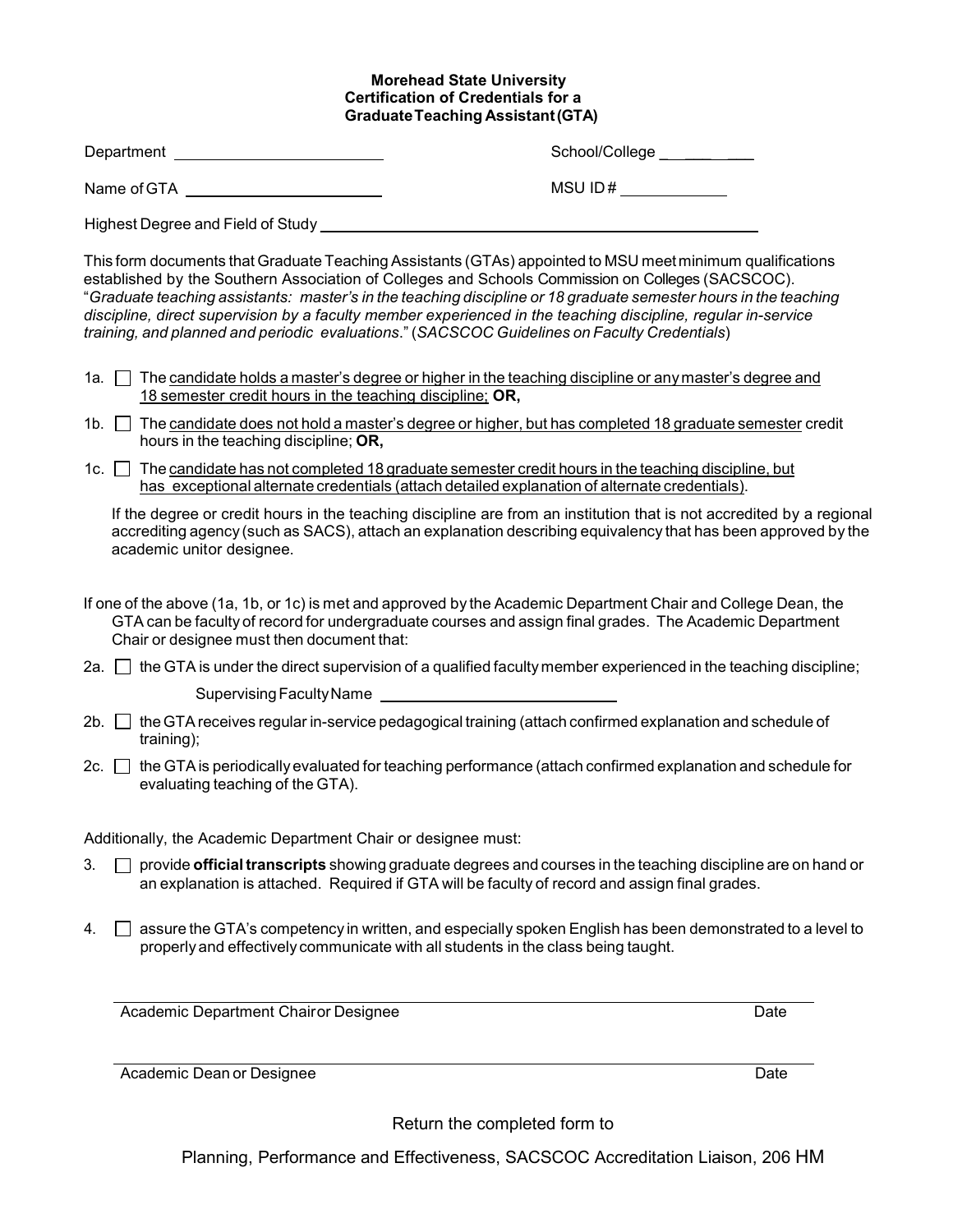**Morehead State University**
**Certification of Credentials for a**
**Graduate Teaching Assistant (GTA)**

Department ______________________ School/College ________

Name of GTA ______________________ MSU ID# ____________

Highest Degree and Field of Study ______________________________________________

This form documents that Graduate Teaching Assistants (GTAs) appointed to MSU meet minimum qualifications established by the Southern Association of Colleges and Schools Commission on Colleges (SACSCOC). "*Graduate teaching assistants: master's in the teaching discipline or 18 graduate semester hours in the teaching discipline, direct supervision by a faculty member experienced in the teaching discipline, regular in-service training, and planned and periodic evaluations*." (*SACSCOC Guidelines on Faculty Credentials*)

1a. ☐ The candidate holds a master's degree or higher in the teaching discipline or any master's degree and 18 semester credit hours in the teaching discipline; **OR,**

1b. ☐ The candidate does not hold a master's degree or higher, but has completed 18 graduate semester credit hours in the teaching discipline; **OR,**

1c. ☐ The candidate has not completed 18 graduate semester credit hours in the teaching discipline, but has exceptional alternate credentials (attach detailed explanation of alternate credentials).

If the degree or credit hours in the teaching discipline are from an institution that is not accredited by a regional accrediting agency (such as SACS), attach an explanation describing equivalency that has been approved by the academic unitor designee.

If one of the above (1a, 1b, or 1c) is met and approved by the Academic Department Chair and College Dean, the GTA can be faculty of record for undergraduate courses and assign final grades. The Academic Department Chair or designee must then document that:

2a. ☐ the GTA is under the direct supervision of a qualified faculty member experienced in the teaching discipline;

Supervising Faculty Name ____________________________

2b. ☐ the GTA receives regular in-service pedagogical training (attach confirmed explanation and schedule of training);

2c. ☐ the GTA is periodically evaluated for teaching performance (attach confirmed explanation and schedule for evaluating teaching of the GTA).

Additionally, the Academic Department Chair or designee must:

3. ☐ provide **official transcripts** showing graduate degrees and courses in the teaching discipline are on hand or an explanation is attached. Required if GTA will be faculty of record and assign final grades.

4. ☐ assure the GTA's competency in written, and especially spoken English has been demonstrated to a level to properly and effectively communicate with all students in the class being taught.

______________________________________________________________________
Academic Department Chair or Designee Date

______________________________________________________________________
Academic Dean or Designee Date

Return the completed form to

Planning, Performance and Effectiveness, SACSCOC Accreditation Liaison, 206 HM